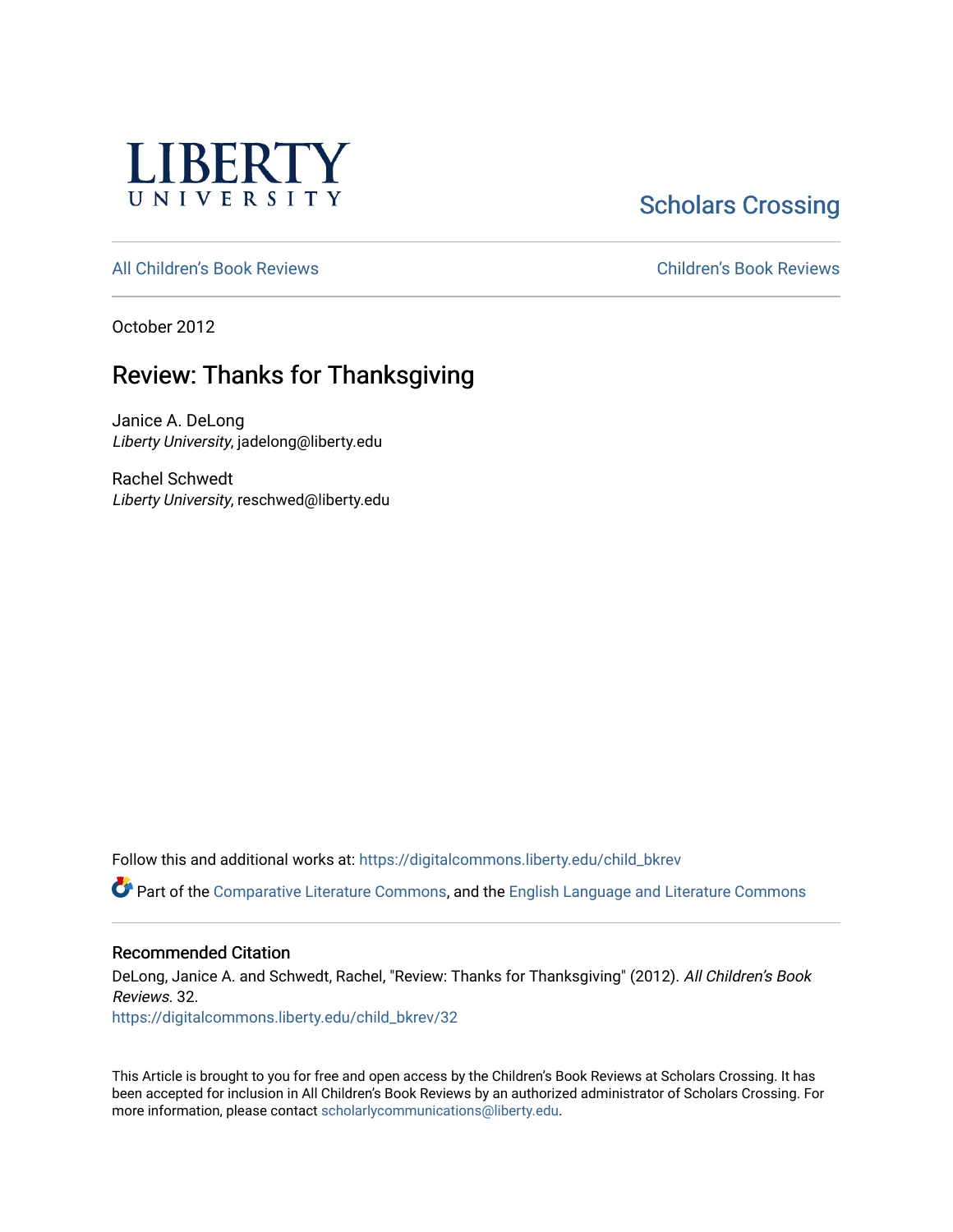LIBERTY UNIVERSITY

Scholars Crossing

All Children's Book Reviews | Children's Book Reviews

October 2012

# Review: Thanks for Thanksgiving

Janice A. DeLong
*Liberty University*, jadelong@liberty.edu

Rachel Schwedt
*Liberty University*, reschwed@liberty.edu

Follow this and additional works at: https://digitalcommons.liberty.edu/child_bkrev

Part of the Comparative Literature Commons, and the English Language and Literature Commons

## Recommended Citation

DeLong, Janice A. and Schwedt, Rachel, "Review: Thanks for Thanksgiving" (2012). *All Children's Book Reviews*. 32.
https://digitalcommons.liberty.edu/child_bkrev/32

This Article is brought to you for free and open access by the Children's Book Reviews at Scholars Crossing. It has been accepted for inclusion in All Children's Book Reviews by an authorized administrator of Scholars Crossing. For more information, please contact scholarlycommunications@liberty.edu.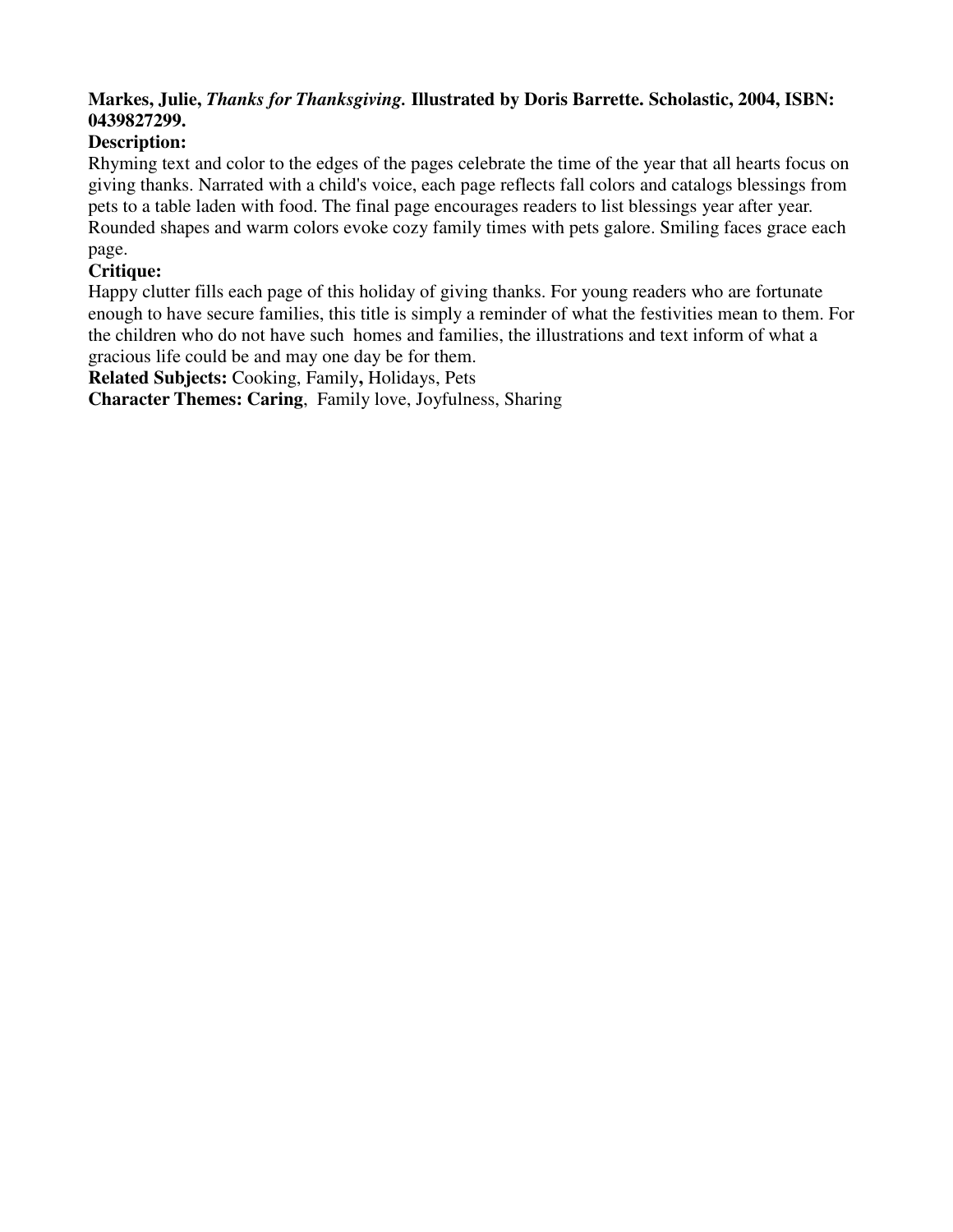**Markes, Julie, *Thanks for Thanksgiving.* Illustrated by Doris Barrette. Scholastic, 2004, ISBN: 0439827299.**

**Description:**

Rhyming text and color to the edges of the pages celebrate the time of the year that all hearts focus on giving thanks. Narrated with a child's voice, each page reflects fall colors and catalogs blessings from pets to a table laden with food. The final page encourages readers to list blessings year after year. Rounded shapes and warm colors evoke cozy family times with pets galore. Smiling faces grace each page.

**Critique:**

Happy clutter fills each page of this holiday of giving thanks. For young readers who are fortunate enough to have secure families, this title is simply a reminder of what the festivities mean to them. For the children who do not have such homes and families, the illustrations and text inform of what a gracious life could be and may one day be for them.

**Related Subjects:** Cooking, Family**,** Holidays, Pets

**Character Themes: Caring**, Family love, Joyfulness, Sharing